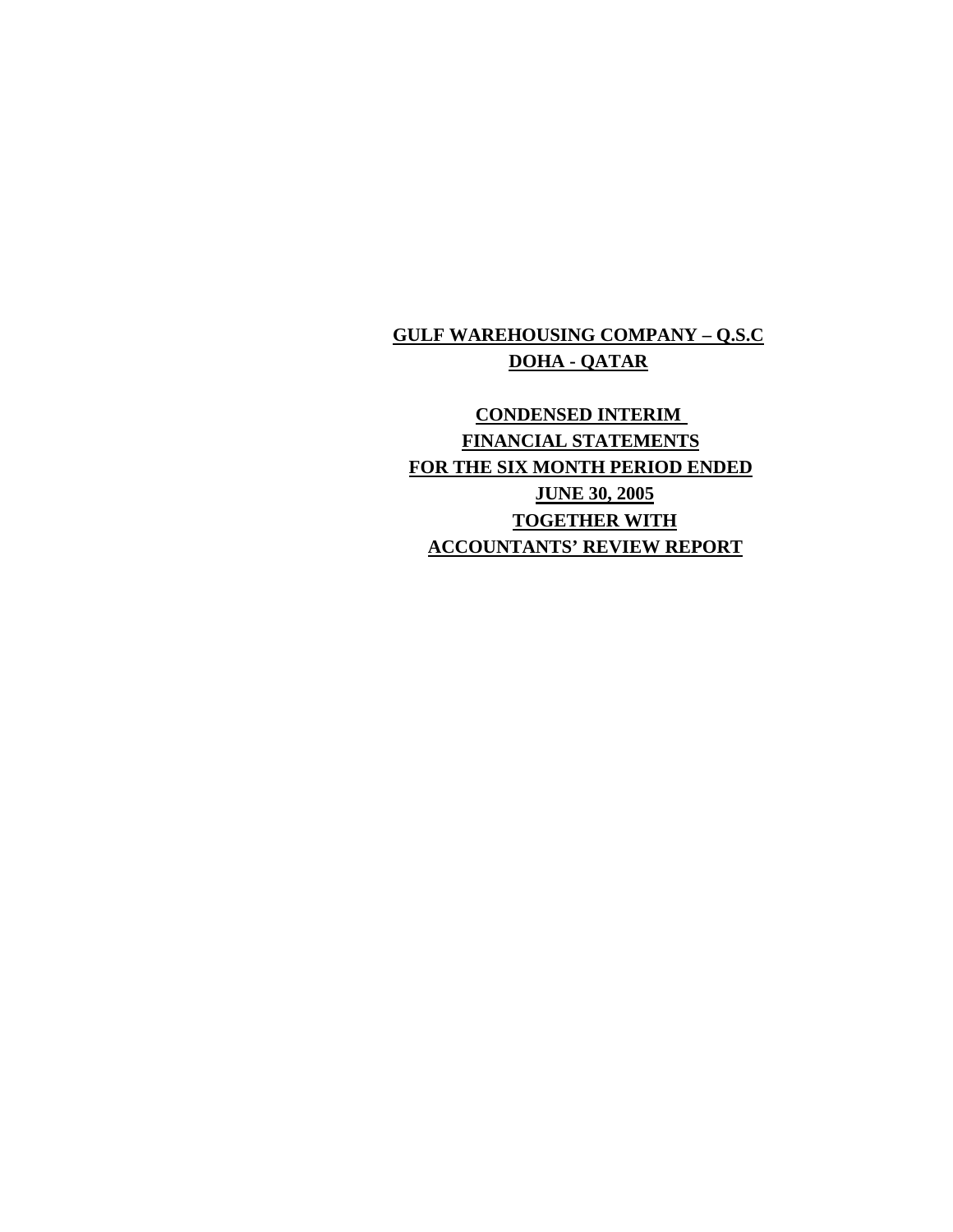**GULF WAREHOUSING COMPANY – Q.S.C**

**DOHA - QATAR**

**CONDENSED INTERIM**

**FINANCIAL STATEMENTS**

**FOR THE SIX MONTH PERIOD ENDED**

**JUNE 30, 2005**

**TOGETHER WITH**

**ACCOUNTANTS' REVIEW REPORT**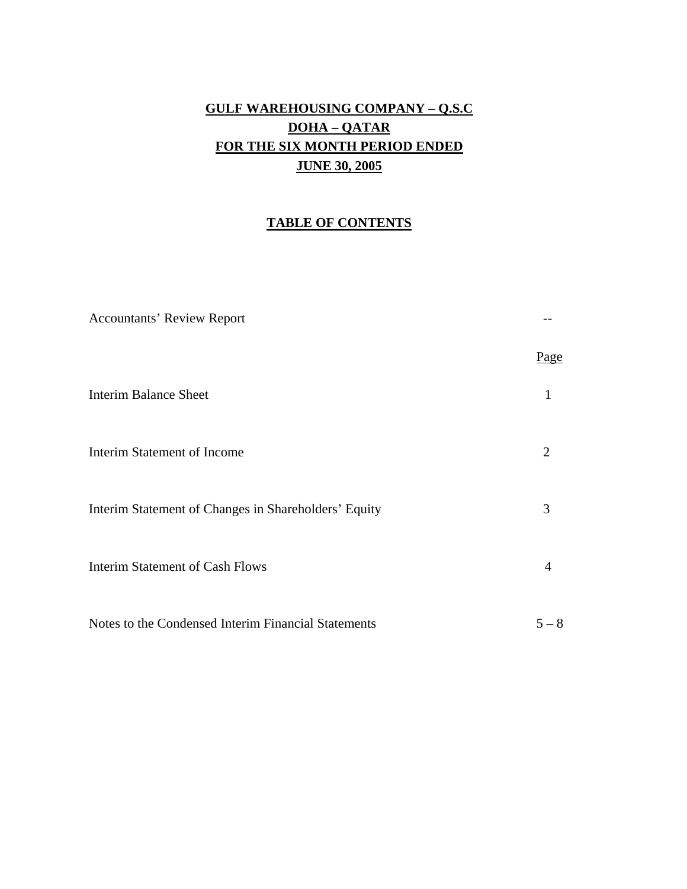**GULF WAREHOUSING COMPANY – Q.S.C**

**DOHA – QATAR**

**FOR THE SIX MONTH PERIOD ENDED**

**JUNE 30, 2005**

## TABLE OF CONTENTS

| | |
|---|---|
| Accountants' Review Report | -- |
| | Page |
| Interim Balance Sheet | 1 |
| Interim Statement of Income | 2 |
| Interim Statement of Changes in Shareholders' Equity | 3 |
| Interim Statement of Cash Flows | 4 |
| Notes to the Condensed Interim Financial Statements | 5 – 8 |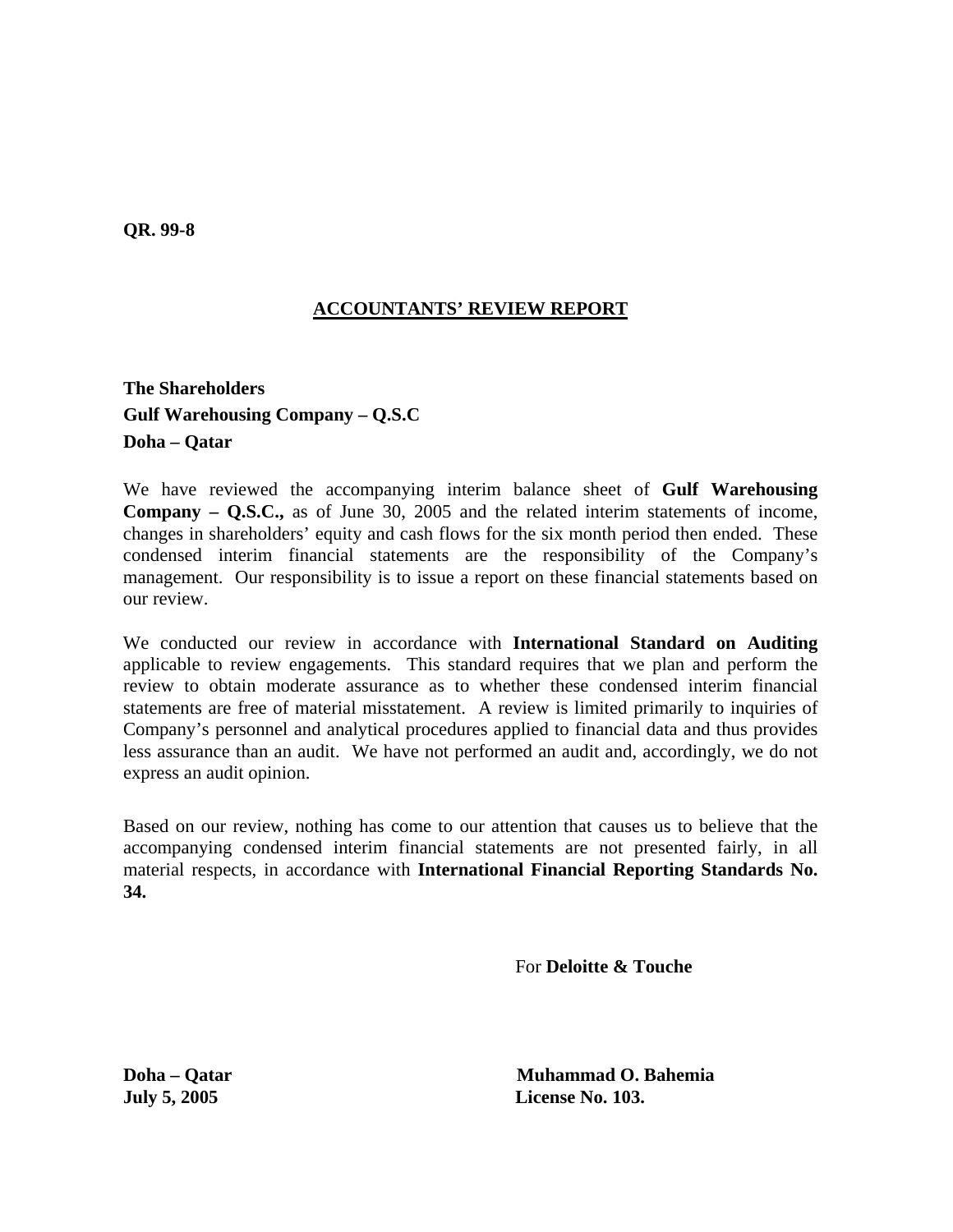**QR. 99-8**

## ACCOUNTANTS' REVIEW REPORT

**The Shareholders**
**Gulf Warehousing Company – Q.S.C**
**Doha – Qatar**

We have reviewed the accompanying interim balance sheet of **Gulf Warehousing Company – Q.S.C.,** as of June 30, 2005 and the related interim statements of income, changes in shareholders' equity and cash flows for the six month period then ended. These condensed interim financial statements are the responsibility of the Company's management. Our responsibility is to issue a report on these financial statements based on our review.

We conducted our review in accordance with **International Standard on Auditing** applicable to review engagements. This standard requires that we plan and perform the review to obtain moderate assurance as to whether these condensed interim financial statements are free of material misstatement. A review is limited primarily to inquiries of Company's personnel and analytical procedures applied to financial data and thus provides less assurance than an audit. We have not performed an audit and, accordingly, we do not express an audit opinion.

Based on our review, nothing has come to our attention that causes us to believe that the accompanying condensed interim financial statements are not presented fairly, in all material respects, in accordance with **International Financial Reporting Standards No. 34.**

For **Deloitte & Touche**

**Doha – Qatar**
**July 5, 2005**

**Muhammad O. Bahemia**
**License No. 103.**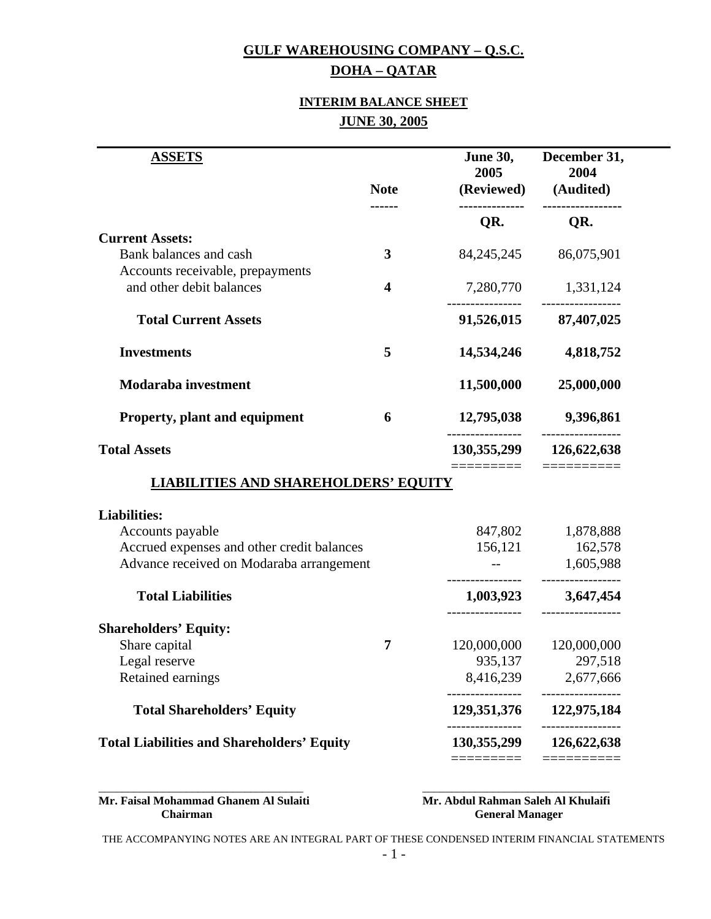# GULF WAREHOUSING COMPANY – Q.S.C.

## DOHA – QATAR

### INTERIM BALANCE SHEET

### JUNE 30, 2005

| ASSETS | Note | June 30, 2005 (Reviewed) | December 31, 2004 (Audited) |
|---|---|---|---|
| | | QR. | QR. |
| **Current Assets:** | | | |
| Bank balances and cash | 3 | 84,245,245 | 86,075,901 |
| Accounts receivable, prepayments and other debit balances | 4 | 7,280,770 | 1,331,124 |
| **Total Current Assets** | | **91,526,015** | **87,407,025** |
| **Investments** | 5 | **14,534,246** | **4,818,752** |
| **Modaraba investment** | | **11,500,000** | **25,000,000** |
| **Property, plant and equipment** | 6 | **12,795,038** | **9,396,861** |
| **Total Assets** | | **130,355,299** | **126,622,638** |
| **LIABILITIES AND SHAREHOLDERS' EQUITY** | | | |
| **Liabilities:** | | | |
| Accounts payable | | 847,802 | 1,878,888 |
| Accrued expenses and other credit balances | | 156,121 | 162,578 |
| Advance received on Modaraba arrangement | | -- | 1,605,988 |
| **Total Liabilities** | | **1,003,923** | **3,647,454** |
| **Shareholders' Equity:** | | | |
| Share capital | 7 | 120,000,000 | 120,000,000 |
| Legal reserve | | 935,137 | 297,518 |
| Retained earnings | | 8,416,239 | 2,677,666 |
| **Total Shareholders' Equity** | | **129,351,376** | **122,975,184** |
| **Total Liabilities and Shareholders' Equity** | | **130,355,299** | **126,622,638** |

**Mr. Faisal Mohammad Ghanem Al Sulaiti**
**Chairman**

**Mr. Abdul Rahman Saleh Al Khulaifi**
**General Manager**

THE ACCOMPANYING NOTES ARE AN INTEGRAL PART OF THESE CONDENSED INTERIM FINANCIAL STATEMENTS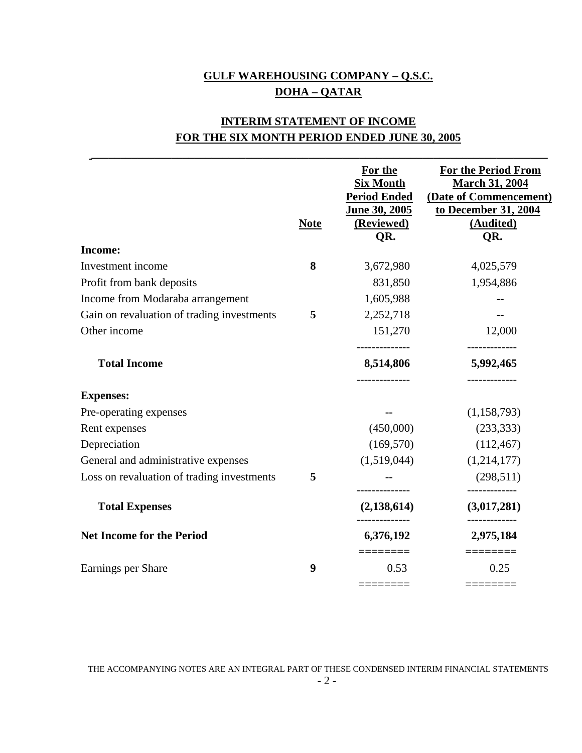# GULF WAREHOUSING COMPANY – Q.S.C.
## DOHA – QATAR

## INTERIM STATEMENT OF INCOME
## FOR THE SIX MONTH PERIOD ENDED JUNE 30, 2005

| | Note | For the Six Month Period Ended June 30, 2005 (Reviewed) QR. | For the Period From March 31, 2004 (Date of Commencement) to December 31, 2004 (Audited) QR. |
|---|---|---|---|
| **Income:** | | | |
| Investment income | **8** | 3,672,980 | 4,025,579 |
| Profit from bank deposits | | 831,850 | 1,954,886 |
| Income from Modaraba arrangement | | 1,605,988 | -- |
| Gain on revaluation of trading investments | **5** | 2,252,718 | -- |
| Other income | | 151,270 | 12,000 |
| **Total Income** | | **8,514,806** | **5,992,465** |
| **Expenses:** | | | |
| Pre-operating expenses | | -- | (1,158,793) |
| Rent expenses | | (450,000) | (233,333) |
| Depreciation | | (169,570) | (112,467) |
| General and administrative expenses | | (1,519,044) | (1,214,177) |
| Loss on revaluation of trading investments | **5** | -- | (298,511) |
| **Total Expenses** | | **(2,138,614)** | **(3,017,281)** |
| **Net Income for the Period** | | **6,376,192** | **2,975,184** |
| Earnings per Share | **9** | 0.53 | 0.25 |

THE ACCOMPANYING NOTES ARE AN INTEGRAL PART OF THESE CONDENSED INTERIM FINANCIAL STATEMENTS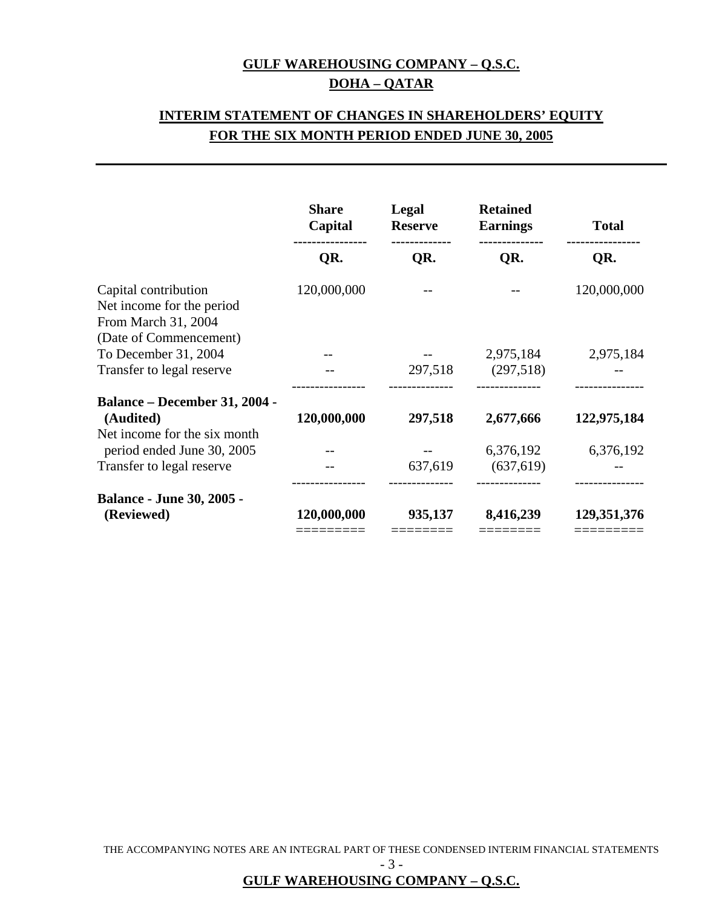**GULF WAREHOUSING COMPANY – Q.S.C.**

**DOHA – QATAR**

**INTERIM STATEMENT OF CHANGES IN SHAREHOLDERS' EQUITY**

**FOR THE SIX MONTH PERIOD ENDED JUNE 30, 2005**

| | Share Capital | Legal Reserve | Retained Earnings | Total |
|---|---|---|---|---|
| | QR. | QR. | QR. | QR. |
| Capital contribution | 120,000,000 | -- | -- | 120,000,000 |
| Net income for the period From March 31, 2004 (Date of Commencement) To December 31, 2004 | -- | -- | 2,975,184 | 2,975,184 |
| Transfer to legal reserve | -- | 297,518 | (297,518) | -- |
| **Balance – December 31, 2004 - (Audited)** | **120,000,000** | **297,518** | **2,677,666** | **122,975,184** |
| Net income for the six month period ended June 30, 2005 | -- | -- | 6,376,192 | 6,376,192 |
| Transfer to legal reserve | -- | 637,619 | (637,619) | -- |
| **Balance - June 30, 2005 - (Reviewed)** | **120,000,000** | **935,137** | **8,416,239** | **129,351,376** |

THE ACCOMPANYING NOTES ARE AN INTEGRAL PART OF THESE CONDENSED INTERIM FINANCIAL STATEMENTS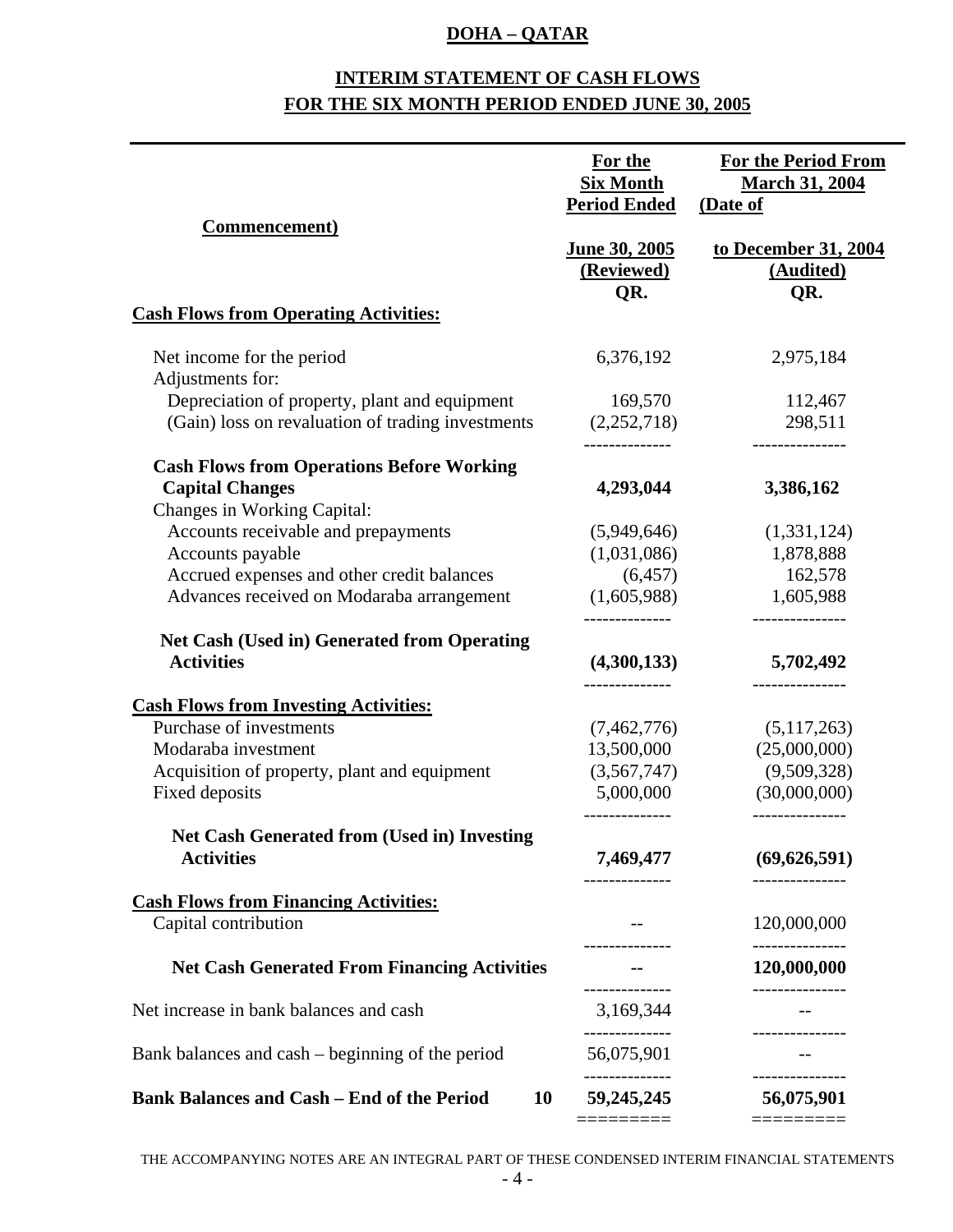**DOHA – QATAR**

## INTERIM STATEMENT OF CASH FLOWS
## FOR THE SIX MONTH PERIOD ENDED JUNE 30, 2005

| | | For the Six Month Period Ended June 30, 2005 (Reviewed) QR. | For the Period From March 31, 2004 (Date of Commencement) to December 31, 2004 (Audited) QR. |
|---|---|---|---|
| **Cash Flows from Operating Activities:** | | | |
| Net income for the period | | 6,376,192 | 2,975,184 |
| Adjustments for: | | | |
| Depreciation of property, plant and equipment | | 169,570 | 112,467 |
| (Gain) loss on revaluation of trading investments | | (2,252,718) | 298,511 |
| **Cash Flows from Operations Before Working Capital Changes** | | **4,293,044** | **3,386,162** |
| Changes in Working Capital: | | | |
| Accounts receivable and prepayments | | (5,949,646) | (1,331,124) |
| Accounts payable | | (1,031,086) | 1,878,888 |
| Accrued expenses and other credit balances | | (6,457) | 162,578 |
| Advances received on Modaraba arrangement | | (1,605,988) | 1,605,988 |
| **Net Cash (Used in) Generated from Operating Activities** | | **(4,300,133)** | **5,702,492** |
| **Cash Flows from Investing Activities:** | | | |
| Purchase of investments | | (7,462,776) | (5,117,263) |
| Modaraba investment | | 13,500,000 | (25,000,000) |
| Acquisition of property, plant and equipment | | (3,567,747) | (9,509,328) |
| Fixed deposits | | 5,000,000 | (30,000,000) |
| **Net Cash Generated from (Used in) Investing Activities** | | **7,469,477** | **(69,626,591)** |
| **Cash Flows from Financing Activities:** | | | |
| Capital contribution | | -- | 120,000,000 |
| **Net Cash Generated From Financing Activities** | | **--** | **120,000,000** |
| Net increase in bank balances and cash | | 3,169,344 | -- |
| Bank balances and cash – beginning of the period | | 56,075,901 | -- |
| **Bank Balances and Cash – End of the Period** | **10** | **59,245,245** | **56,075,901** |

THE ACCOMPANYING NOTES ARE AN INTEGRAL PART OF THESE CONDENSED INTERIM FINANCIAL STATEMENTS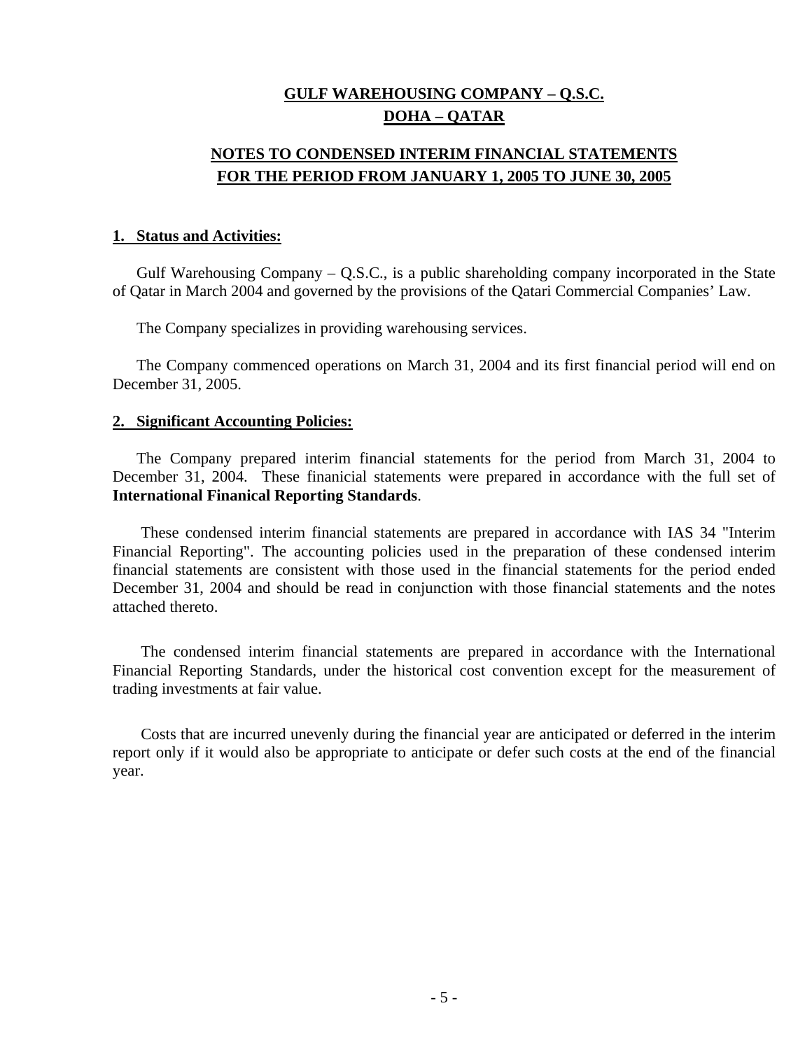**GULF WAREHOUSING COMPANY – Q.S.C.**
**DOHA – QATAR**

**NOTES TO CONDENSED INTERIM FINANCIAL STATEMENTS**
**FOR THE PERIOD FROM JANUARY 1, 2005 TO JUNE 30, 2005**

## 1. Status and Activities:

Gulf Warehousing Company – Q.S.C., is a public shareholding company incorporated in the State of Qatar in March 2004 and governed by the provisions of the Qatari Commercial Companies' Law.

The Company specializes in providing warehousing services.

The Company commenced operations on March 31, 2004 and its first financial period will end on December 31, 2005.

## 2. Significant Accounting Policies:

The Company prepared interim financial statements for the period from March 31, 2004 to December 31, 2004. These finanicial statements were prepared in accordance with the full set of **International Finanical Reporting Standards**.

These condensed interim financial statements are prepared in accordance with IAS 34 "Interim Financial Reporting". The accounting policies used in the preparation of these condensed interim financial statements are consistent with those used in the financial statements for the period ended December 31, 2004 and should be read in conjunction with those financial statements and the notes attached thereto.

The condensed interim financial statements are prepared in accordance with the International Financial Reporting Standards, under the historical cost convention except for the measurement of trading investments at fair value.

Costs that are incurred unevenly during the financial year are anticipated or deferred in the interim report only if it would also be appropriate to anticipate or defer such costs at the end of the financial year.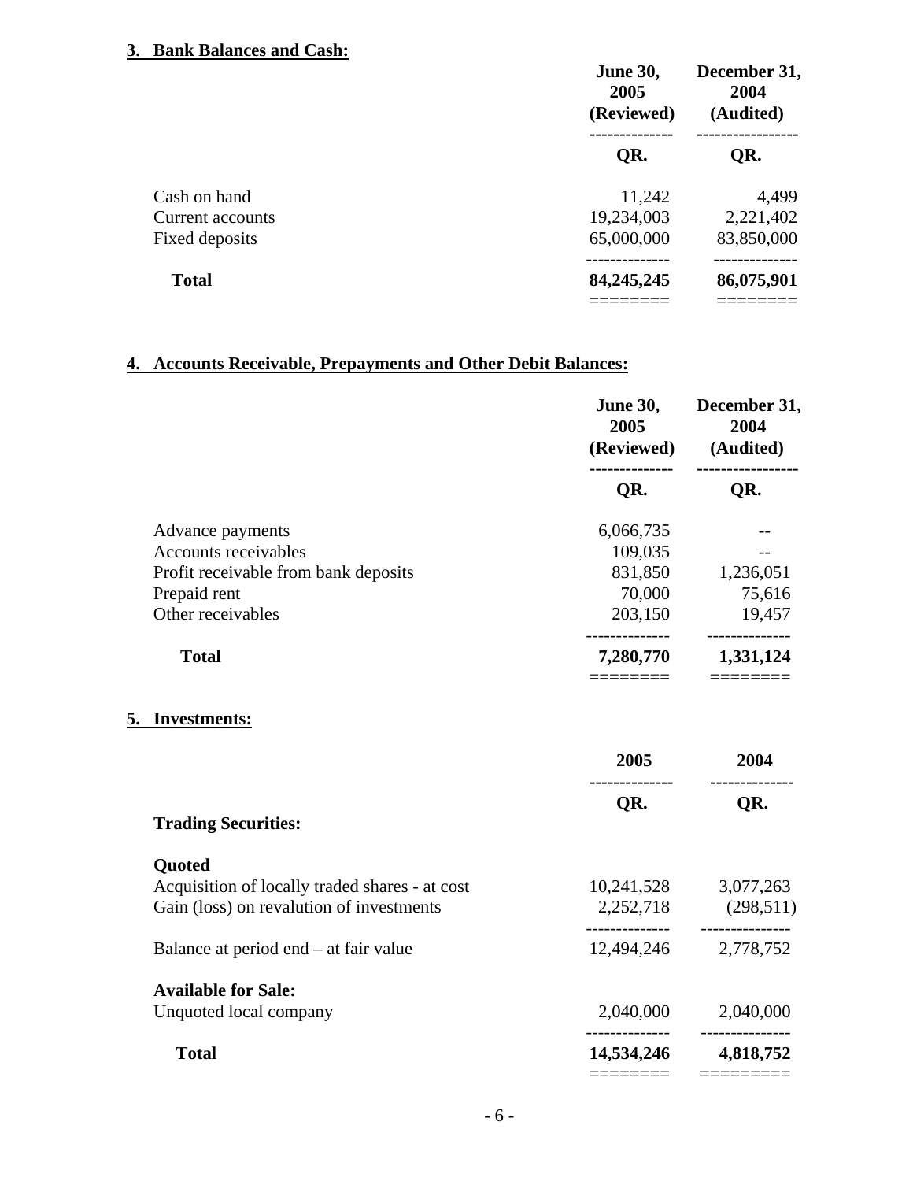### 3. Bank Balances and Cash:

| | June 30, 2005 (Reviewed) | December 31, 2004 (Audited) |
|---|---|---|
| | QR. | QR. |
| Cash on hand | 11,242 | 4,499 |
| Current accounts | 19,234,003 | 2,221,402 |
| Fixed deposits | 65,000,000 | 83,850,000 |
| **Total** | **84,245,245** | **86,075,901** |

### 4. Accounts Receivable, Prepayments and Other Debit Balances:

| | June 30, 2005 (Reviewed) | December 31, 2004 (Audited) |
|---|---|---|
| | QR. | QR. |
| Advance payments | 6,066,735 | -- |
| Accounts receivables | 109,035 | -- |
| Profit receivable from bank deposits | 831,850 | 1,236,051 |
| Prepaid rent | 70,000 | 75,616 |
| Other receivables | 203,150 | 19,457 |
| **Total** | **7,280,770** | **1,331,124** |

### 5. Investments:

| | 2005 | 2004 |
|---|---|---|
| | QR. | QR. |
| **Trading Securities:** | | |
| **Quoted** | | |
| Acquisition of locally traded shares - at cost | 10,241,528 | 3,077,263 |
| Gain (loss) on revalution of investments | 2,252,718 | (298,511) |
| Balance at period end – at fair value | 12,494,246 | 2,778,752 |
| **Available for Sale:** | | |
| Unquoted local company | 2,040,000 | 2,040,000 |
| **Total** | **14,534,246** | **4,818,752** |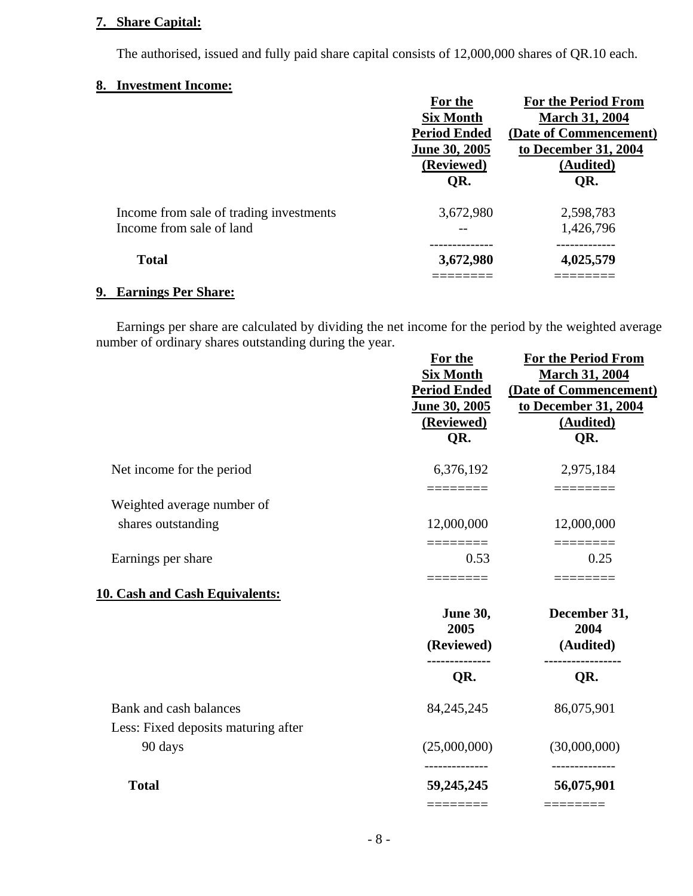**7. Share Capital:**

The authorised, issued and fully paid share capital consists of 12,000,000 shares of QR.10 each.

**8. Investment Income:**

| | For the Six Month Period Ended June 30, 2005 (Reviewed) QR. | For the Period From March 31, 2004 (Date of Commencement) to December 31, 2004 (Audited) QR. |
|---|---|---|
| Income from sale of trading investments | 3,672,980 | 2,598,783 |
| Income from sale of land | -- | 1,426,796 |
| **Total** | **3,672,980** | **4,025,579** |

**9. Earnings Per Share:**

Earnings per share are calculated by dividing the net income for the period by the weighted average number of ordinary shares outstanding during the year.

| | For the Six Month Period Ended June 30, 2005 (Reviewed) QR. | For the Period From March 31, 2004 (Date of Commencement) to December 31, 2004 (Audited) QR. |
|---|---|---|
| Net income for the period | 6,376,192 | 2,975,184 |
| Weighted average number of shares outstanding | 12,000,000 | 12,000,000 |
| Earnings per share | 0.53 | 0.25 |

**10. Cash and Cash Equivalents:**

| | June 30, 2005 (Reviewed) QR. | December 31, 2004 (Audited) QR. |
|---|---|---|
| Bank and cash balances | 84,245,245 | 86,075,901 |
| Less: Fixed deposits maturing after 90 days | (25,000,000) | (30,000,000) |
| **Total** | **59,245,245** | **56,075,901** |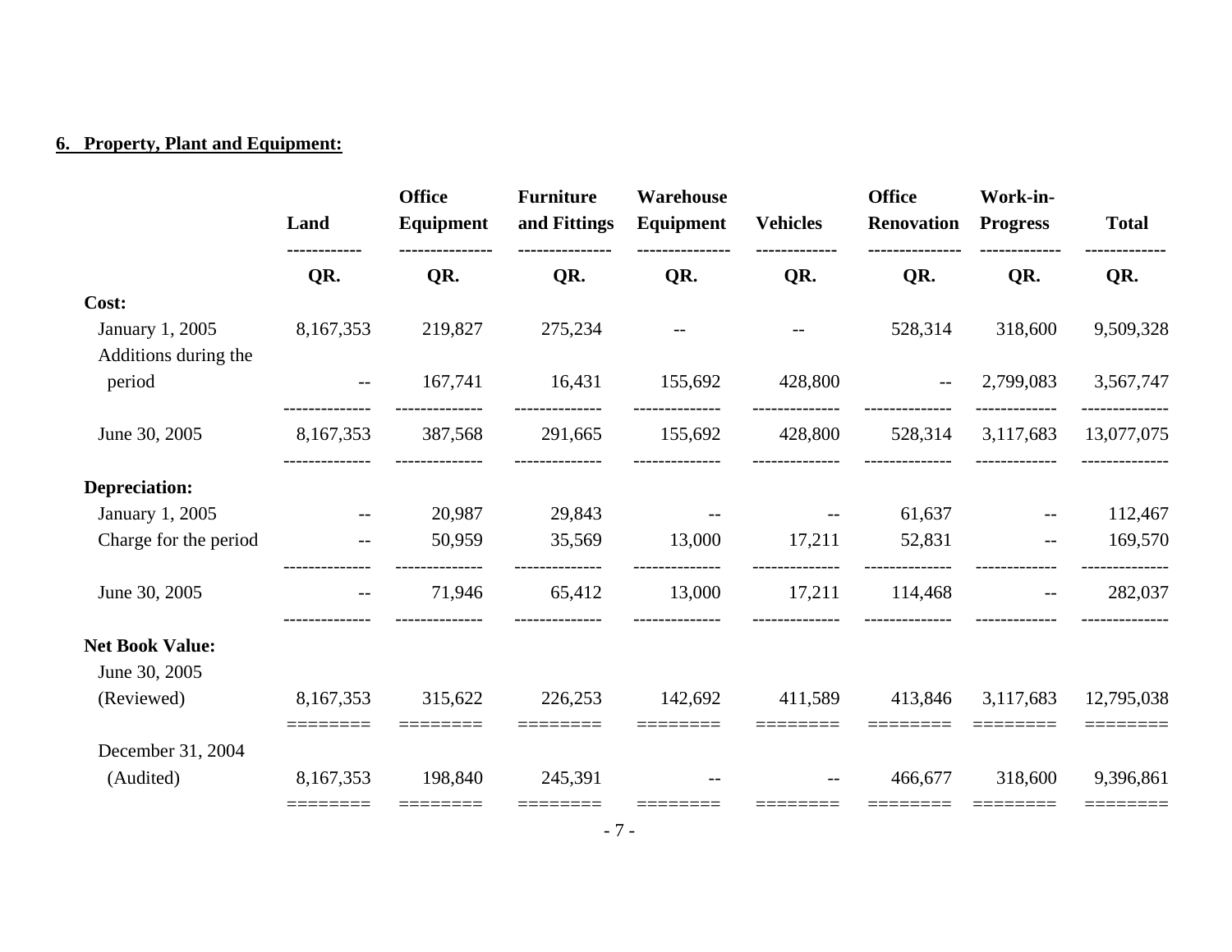## 6. Property, Plant and Equipment:

| | Land | Office Equipment | Furniture and Fittings | Warehouse Equipment | Vehicles | Office Renovation | Work-in-Progress | Total |
|---|---|---|---|---|---|---|---|---|
| | QR. | QR. | QR. | QR. | QR. | QR. | QR. | QR. |
| **Cost:** | | | | | | | | |
| January 1, 2005 | 8,167,353 | 219,827 | 275,234 | -- | -- | 528,314 | 318,600 | 9,509,328 |
| Additions during the period | -- | 167,741 | 16,431 | 155,692 | 428,800 | -- | 2,799,083 | 3,567,747 |
| June 30, 2005 | 8,167,353 | 387,568 | 291,665 | 155,692 | 428,800 | 528,314 | 3,117,683 | 13,077,075 |
| **Depreciation:** | | | | | | | | |
| January 1, 2005 | -- | 20,987 | 29,843 | -- | -- | 61,637 | -- | 112,467 |
| Charge for the period | -- | 50,959 | 35,569 | 13,000 | 17,211 | 52,831 | -- | 169,570 |
| June 30, 2005 | -- | 71,946 | 65,412 | 13,000 | 17,211 | 114,468 | -- | 282,037 |
| **Net Book Value:** | | | | | | | | |
| June 30, 2005 (Reviewed) | 8,167,353 | 315,622 | 226,253 | 142,692 | 411,589 | 413,846 | 3,117,683 | 12,795,038 |
| December 31, 2004 (Audited) | 8,167,353 | 198,840 | 245,391 | -- | -- | 466,677 | 318,600 | 9,396,861 |